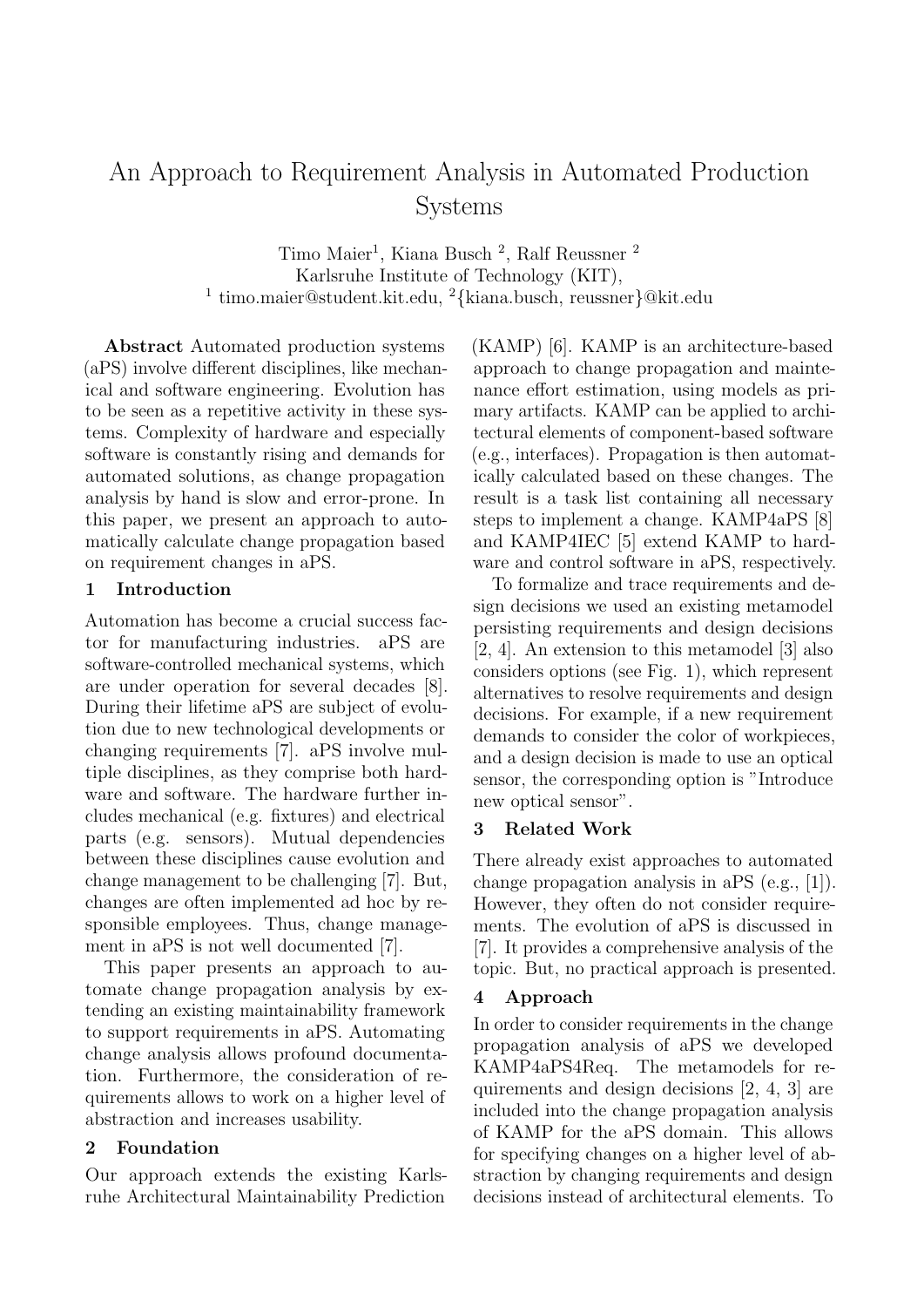# An Approach to Requirement Analysis in Automated Production Systems

Timo Maier[1], Kiana Busch [2], Ralf Reussner [2]
Karlsruhe Institute of Technology (KIT),
[1] timo.maier@student.kit.edu, [2]{kiana.busch, reussner}@kit.edu

**Abstract** Automated production systems (aPS) involve different disciplines, like mechanical and software engineering. Evolution has to be seen as a repetitive activity in these systems. Complexity of hardware and especially software is constantly rising and demands for automated solutions, as change propagation analysis by hand is slow and error-prone. In this paper, we present an approach to automatically calculate change propagation based on requirement changes in aPS.

## 1 Introduction

Automation has become a crucial success factor for manufacturing industries. aPS are software-controlled mechanical systems, which are under operation for several decades [8]. During their lifetime aPS are subject of evolution due to new technological developments or changing requirements [7]. aPS involve multiple disciplines, as they comprise both hardware and software. The hardware further includes mechanical (e.g. fixtures) and electrical parts (e.g. sensors). Mutual dependencies between these disciplines cause evolution and change management to be challenging [7]. But, changes are often implemented ad hoc by responsible employees. Thus, change management in aPS is not well documented [7].

This paper presents an approach to automate change propagation analysis by extending an existing maintainability framework to support requirements in aPS. Automating change analysis allows profound documentation. Furthermore, the consideration of requirements allows to work on a higher level of abstraction and increases usability.

## 2 Foundation

Our approach extends the existing Karlsruhe Architectural Maintainability Prediction (KAMP) [6]. KAMP is an architecture-based approach to change propagation and maintenance effort estimation, using models as primary artifacts. KAMP can be applied to architectural elements of component-based software (e.g., interfaces). Propagation is then automatically calculated based on these changes. The result is a task list containing all necessary steps to implement a change. KAMP4aPS [8] and KAMP4IEC [5] extend KAMP to hardware and control software in aPS, respectively.

To formalize and trace requirements and design decisions we used an existing metamodel persisting requirements and design decisions [2, 4]. An extension to this metamodel [3] also considers options (see Fig. 1), which represent alternatives to resolve requirements and design decisions. For example, if a new requirement demands to consider the color of workpieces, and a design decision is made to use an optical sensor, the corresponding option is "Introduce new optical sensor".

## 3 Related Work

There already exist approaches to automated change propagation analysis in aPS (e.g., [1]). However, they often do not consider requirements. The evolution of aPS is discussed in [7]. It provides a comprehensive analysis of the topic. But, no practical approach is presented.

## 4 Approach

In order to consider requirements in the change propagation analysis of aPS we developed KAMP4aPS4Req. The metamodels for requirements and design decisions [2, 4, 3] are included into the change propagation analysis of KAMP for the aPS domain. This allows for specifying changes on a higher level of abstraction by changing requirements and design decisions instead of architectural elements. To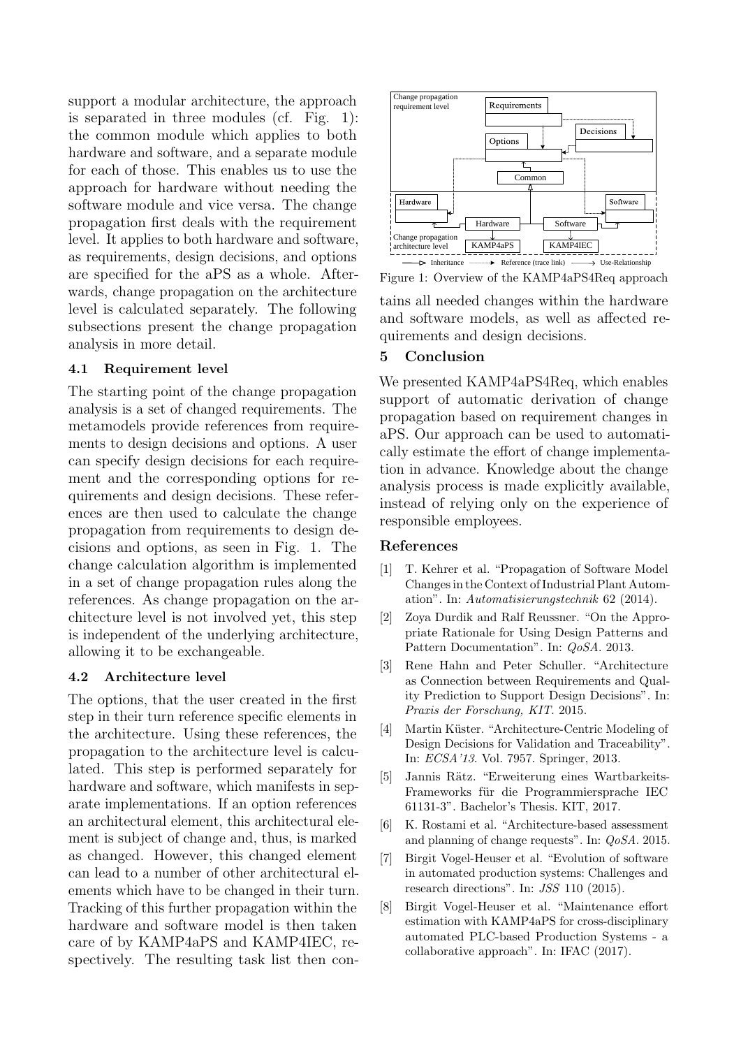support a modular architecture, the approach is separated in three modules (cf. Fig. 1): the common module which applies to both hardware and software, and a separate module for each of those. This enables us to use the approach for hardware without needing the software module and vice versa. The change propagation first deals with the requirement level. It applies to both hardware and software, as requirements, design decisions, and options are specified for the aPS as a whole. Afterwards, change propagation on the architecture level is calculated separately. The following subsections present the change propagation analysis in more detail.

### 4.1 Requirement level

The starting point of the change propagation analysis is a set of changed requirements. The metamodels provide references from requirements to design decisions and options. A user can specify design decisions for each requirement and the corresponding options for requirements and design decisions. These references are then used to calculate the change propagation from requirements to design decisions and options, as seen in Fig. 1. The change calculation algorithm is implemented in a set of change propagation rules along the references. As change propagation on the architecture level is not involved yet, this step is independent of the underlying architecture, allowing it to be exchangeable.

### 4.2 Architecture level

The options, that the user created in the first step in their turn reference specific elements in the architecture. Using these references, the propagation to the architecture level is calculated. This step is performed separately for hardware and software, which manifests in separate implementations. If an option references an architectural element, this architectural element is subject of change and, thus, is marked as changed. However, this changed element can lead to a number of other architectural elements which have to be changed in their turn. Tracking of this further propagation within the hardware and software model is then taken care of by KAMP4aPS and KAMP4IEC, respectively. The resulting task list then contains all needed changes within the hardware and software models, as well as affected requirements and design decisions.

Change propagation requirement level

Requirements

Decisions

Options

Common

Hardware

Software

Hardware

Software

Change propagation architecture level

KAMP4aPS

KAMP4IEC

Inheritance

Reference (trace link)

Use-Relationship

Figure 1: Overview of the KAMP4aPS4Req approach

## 5 Conclusion

We presented KAMP4aPS4Req, which enables support of automatic derivation of change propagation based on requirement changes in aPS. Our approach can be used to automatically estimate the effort of change implementation in advance. Knowledge about the change analysis process is made explicitly available, instead of relying only on the experience of responsible employees.

## References

[1] T. Kehrer et al. "Propagation of Software Model Changes in the Context of Industrial Plant Automation". In: *Automatisierungstechnik* 62 (2014).

[2] Zoya Durdik and Ralf Reussner. "On the Appropriate Rationale for Using Design Patterns and Pattern Documentation". In: *QoSA*. 2013.

[3] Rene Hahn and Peter Schuller. "Architecture as Connection between Requirements and Quality Prediction to Support Design Decisions". In: *Praxis der Forschung, KIT*. 2015.

[4] Martin Küster. "Architecture-Centric Modeling of Design Decisions for Validation and Traceability". In: *ECSA'13*. Vol. 7957. Springer, 2013.

[5] Jannis Rätz. "Erweiterung eines Wartbarkeits-Frameworks für die Programmiersprache IEC 61131-3". Bachelor's Thesis. KIT, 2017.

[6] K. Rostami et al. "Architecture-based assessment and planning of change requests". In: *QoSA*. 2015.

[7] Birgit Vogel-Heuser et al. "Evolution of software in automated production systems: Challenges and research directions". In: *JSS* 110 (2015).

[8] Birgit Vogel-Heuser et al. "Maintenance effort estimation with KAMP4aPS for cross-disciplinary automated PLC-based Production Systems - a collaborative approach". In: IFAC (2017).